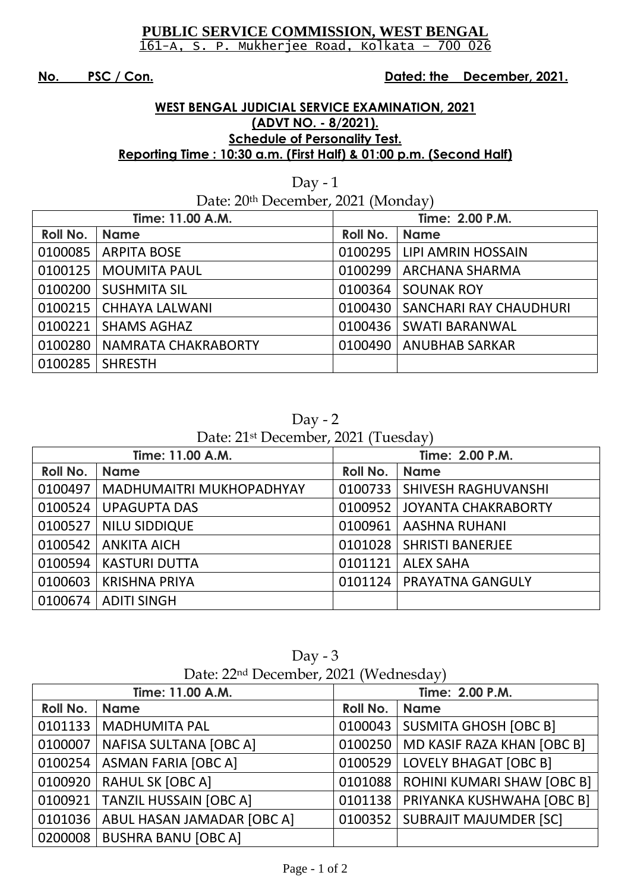# PUBLIC SERVICE COMMISSION, WEST BENGAL

161-A, S. P. Mukherjee Road, Kolkata – 700 026

**No. PSC / Con.** **Dated: the December, 2021.**

## WEST BENGAL JUDICIAL SERVICE EXAMINATION, 2021
## (ADVT NO. - 8/2021).
### Schedule of Personality Test.
### Reporting Time : 10:30 a.m. (First Half) & 01:00 p.m. (Second Half)

Day - 1

Date: 20th December, 2021 (Monday)

| Time: 11.00 A.M. | | Time: 2.00 P.M. | |
|---|---|---|---|
| **Roll No.** | **Name** | **Roll No.** | **Name** |
| 0100085 | ARPITA BOSE | 0100295 | LIPI AMRIN HOSSAIN |
| 0100125 | MOUMITA PAUL | 0100299 | ARCHANA SHARMA |
| 0100200 | SUSHMITA SIL | 0100364 | SOUNAK ROY |
| 0100215 | CHHAYA LALWANI | 0100430 | SANCHARI RAY CHAUDHURI |
| 0100221 | SHAMS AGHAZ | 0100436 | SWATI BARANWAL |
| 0100280 | NAMRATA CHAKRABORTY | 0100490 | ANUBHAB SARKAR |
| 0100285 | SHRESTH | | |

Day - 2

Date: 21st December, 2021 (Tuesday)

| Time: 11.00 A.M. | | Time: 2.00 P.M. | |
|---|---|---|---|
| **Roll No.** | **Name** | **Roll No.** | **Name** |
| 0100497 | MADHUMAITRI MUKHOPADHYAY | 0100733 | SHIVESH RAGHUVANSHI |
| 0100524 | UPAGUPTA DAS | 0100952 | JOYANTA CHAKRABORTY |
| 0100527 | NILU SIDDIQUE | 0100961 | AASHNA RUHANI |
| 0100542 | ANKITA AICH | 0101028 | SHRISTI BANERJEE |
| 0100594 | KASTURI DUTTA | 0101121 | ALEX SAHA |
| 0100603 | KRISHNA PRIYA | 0101124 | PRAYATNA GANGULY |
| 0100674 | ADITI SINGH | | |

Day - 3

Date: 22nd December, 2021 (Wednesday)

| Time: 11.00 A.M. | | Time: 2.00 P.M. | |
|---|---|---|---|
| **Roll No.** | **Name** | **Roll No.** | **Name** |
| 0101133 | MADHUMITA PAL | 0100043 | SUSMITA GHOSH [OBC B] |
| 0100007 | NAFISA SULTANA [OBC A] | 0100250 | MD KASIF RAZA KHAN [OBC B] |
| 0100254 | ASMAN FARIA [OBC A] | 0100529 | LOVELY BHAGAT [OBC B] |
| 0100920 | RAHUL SK [OBC A] | 0101088 | ROHINI KUMARI SHAW [OBC B] |
| 0100921 | TANZIL HUSSAIN [OBC A] | 0101138 | PRIYANKA KUSHWAHA [OBC B] |
| 0101036 | ABUL HASAN JAMADAR [OBC A] | 0100352 | SUBRAJIT MAJUMDER [SC] |
| 0200008 | BUSHRA BANU [OBC A] | | |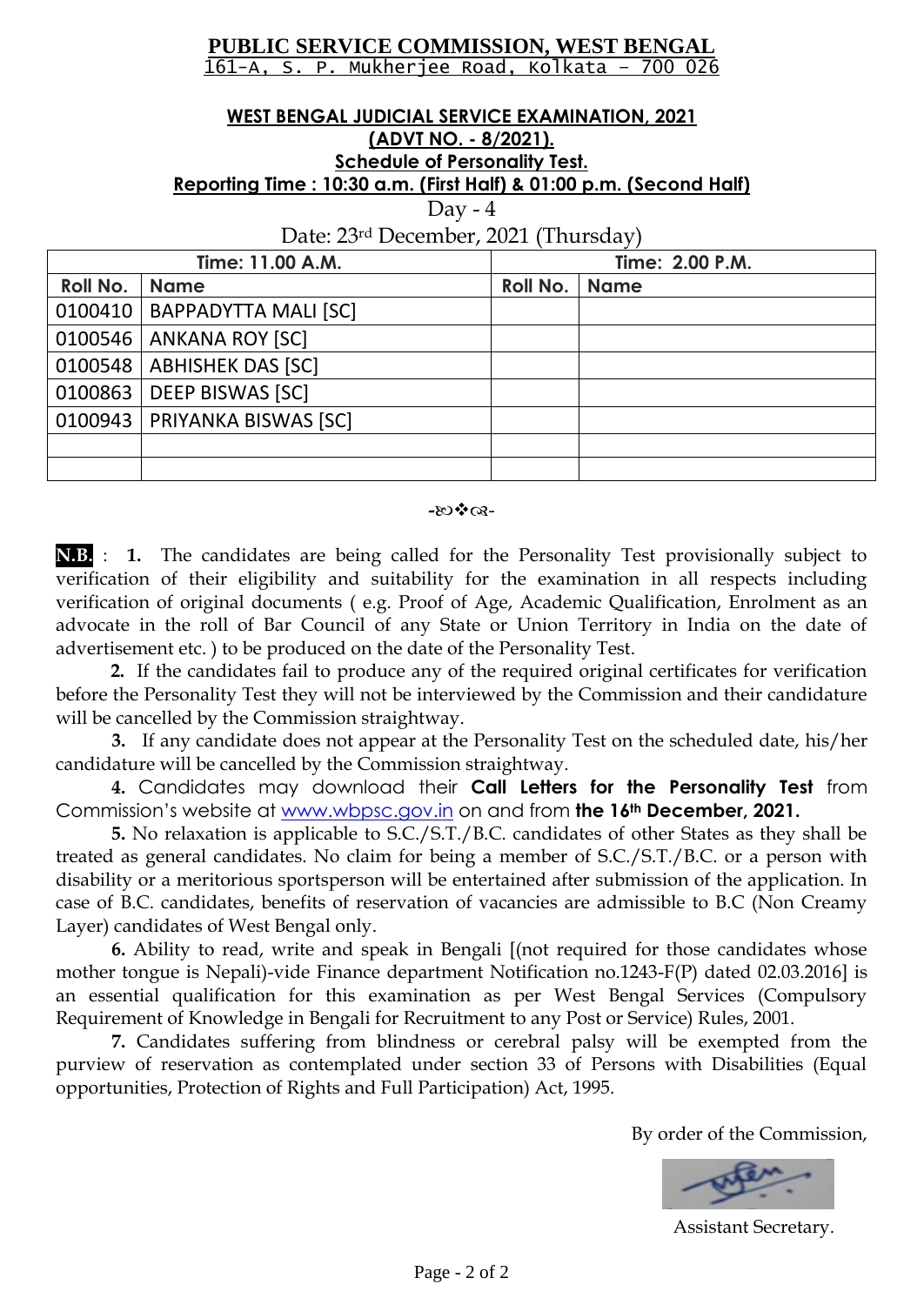# PUBLIC SERVICE COMMISSION, WEST BENGAL

161-A, S. P. Mukherjee Road, Kolkata – 700 026

## WEST BENGAL JUDICIAL SERVICE EXAMINATION, 2021

**(ADVT NO. - 8/2021).**

**Schedule of Personality Test.**

**Reporting Time : 10:30 a.m. (First Half) & 01:00 p.m. (Second Half)**

Day - 4

Date: 23rd December, 2021 (Thursday)

| Time: 11.00 A.M. | | Time: 2.00 P.M. | |
|---|---|---|---|
| **Roll No.** | **Name** | **Roll No.** | **Name** |
| 0100410 | BAPPADYTTA MALI [SC] | | |
| 0100546 | ANKANA ROY [SC] | | |
| 0100548 | ABHISHEK DAS [SC] | | |
| 0100863 | DEEP BISWAS [SC] | | |
| 0100943 | PRIYANKA BISWAS [SC] | | |
| | | | |
| | | | |

-ஐ❖ஐ-

**N.B.** : **1.** The candidates are being called for the Personality Test provisionally subject to verification of their eligibility and suitability for the examination in all respects including verification of original documents ( e.g. Proof of Age, Academic Qualification, Enrolment as an advocate in the roll of Bar Council of any State or Union Territory in India on the date of advertisement etc. ) to be produced on the date of the Personality Test.

**2.** If the candidates fail to produce any of the required original certificates for verification before the Personality Test they will not be interviewed by the Commission and their candidature will be cancelled by the Commission straightway.

**3.** If any candidate does not appear at the Personality Test on the scheduled date, his/her candidature will be cancelled by the Commission straightway.

**4.** Candidates may download their **Call Letters for the Personality Test** from Commission's website at www.wbpsc.gov.in on and from **the 16th December, 2021.**

**5.** No relaxation is applicable to S.C./S.T./B.C. candidates of other States as they shall be treated as general candidates. No claim for being a member of S.C./S.T./B.C. or a person with disability or a meritorious sportsperson will be entertained after submission of the application. In case of B.C. candidates, benefits of reservation of vacancies are admissible to B.C (Non Creamy Layer) candidates of West Bengal only.

**6.** Ability to read, write and speak in Bengali [(not required for those candidates whose mother tongue is Nepali)-vide Finance department Notification no.1243-F(P) dated 02.03.2016] is an essential qualification for this examination as per West Bengal Services (Compulsory Requirement of Knowledge in Bengali for Recruitment to any Post or Service) Rules, 2001.

**7.** Candidates suffering from blindness or cerebral palsy will be exempted from the purview of reservation as contemplated under section 33 of Persons with Disabilities (Equal opportunities, Protection of Rights and Full Participation) Act, 1995.

By order of the Commission,

Assistant Secretary.